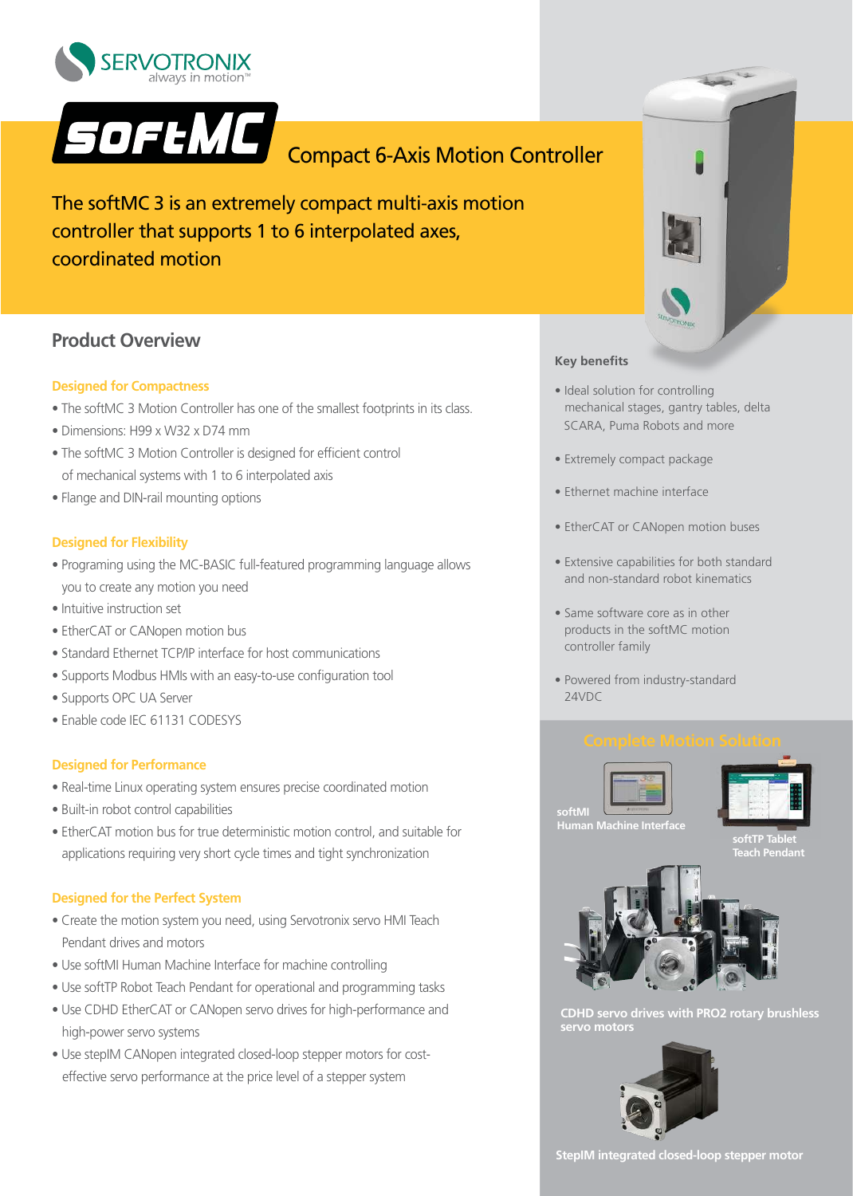SERVOTRONIX
always in motion™

# softMC Compact 6-Axis Motion Controller

The softMC 3 is an extremely compact multi-axis motion controller that supports 1 to 6 interpolated axes, coordinated motion

## Product Overview

### Designed for Compactness

- The softMC 3 Motion Controller has one of the smallest footprints in its class.
- Dimensions: H99 x W32 x D74 mm
- The softMC 3 Motion Controller is designed for efficient control of mechanical systems with 1 to 6 interpolated axis
- Flange and DIN-rail mounting options

### Designed for Flexibility

- Programing using the MC-BASIC full-featured programming language allows you to create any motion you need
- Intuitive instruction set
- EtherCAT or CANopen motion bus
- Standard Ethernet TCP/IP interface for host communications
- Supports Modbus HMIs with an easy-to-use configuration tool
- Supports OPC UA Server
- Enable code IEC 61131 CODESYS

### Designed for Performance

- Real-time Linux operating system ensures precise coordinated motion
- Built-in robot control capabilities
- EtherCAT motion bus for true deterministic motion control, and suitable for applications requiring very short cycle times and tight synchronization

### Designed for the Perfect System

- Create the motion system you need, using Servotronix servo HMI Teach Pendant drives and motors
- Use softMI Human Machine Interface for machine controlling
- Use softTP Robot Teach Pendant for operational and programming tasks
- Use CDHD EtherCAT or CANopen servo drives for high-performance and high-power servo systems
- Use stepIM CANopen integrated closed-loop stepper motors for cost-effective servo performance at the price level of a stepper system

### Key benefits

- Ideal solution for controlling mechanical stages, gantry tables, delta SCARA, Puma Robots and more
- Extremely compact package
- Ethernet machine interface
- EtherCAT or CANopen motion buses
- Extensive capabilities for both standard and non-standard robot kinematics
- Same software core as in other products in the softMC motion controller family
- Powered from industry-standard 24VDC

### Complete Motion Solution

softMI
Human Machine Interface

softTP Tablet
Teach Pendant

CDHD servo drives with PRO2 rotary brushless servo motors

StepIM integrated closed-loop stepper motor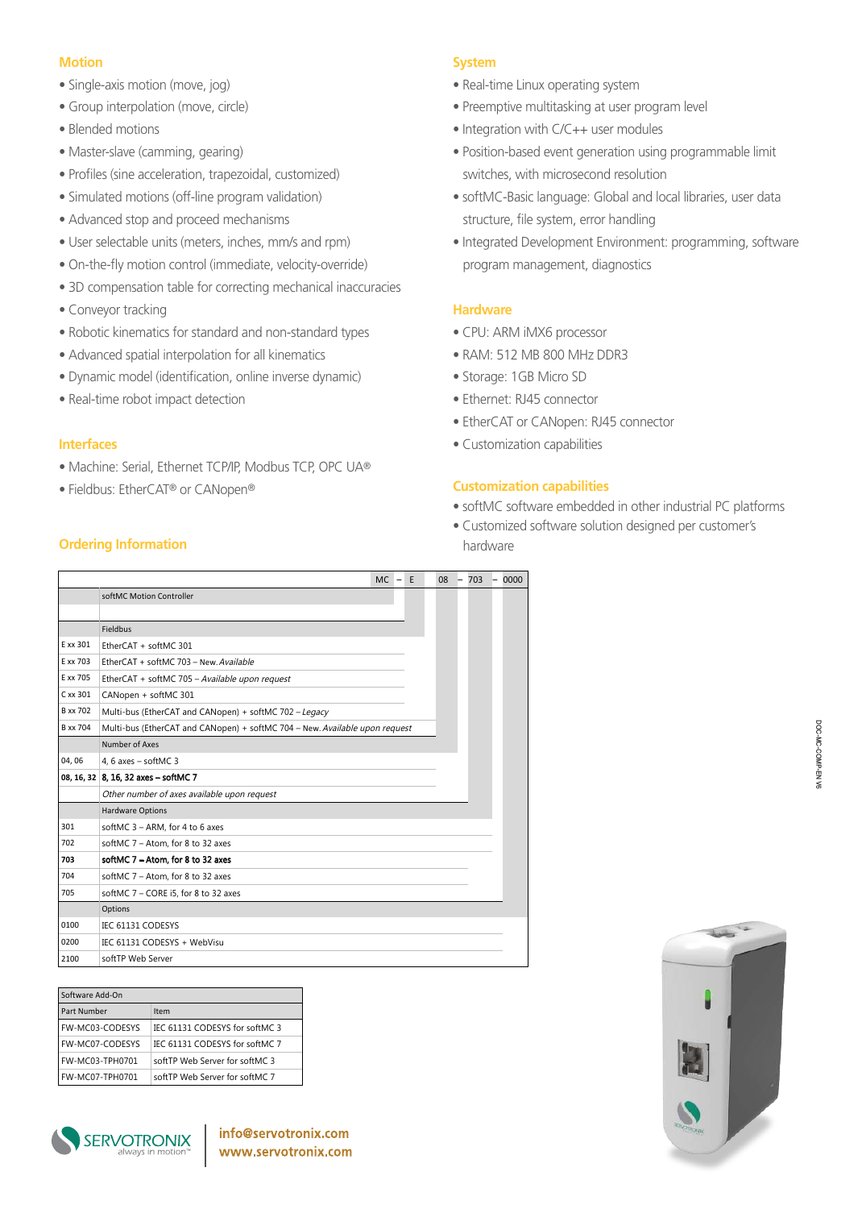## Motion

- Single-axis motion (move, jog)
- Group interpolation (move, circle)
- Blended motions
- Master-slave (camming, gearing)
- Profiles (sine acceleration, trapezoidal, customized)
- Simulated motions (off-line program validation)
- Advanced stop and proceed mechanisms
- User selectable units (meters, inches, mm/s and rpm)
- On-the-fly motion control (immediate, velocity-override)
- 3D compensation table for correcting mechanical inaccuracies
- Conveyor tracking
- Robotic kinematics for standard and non-standard types
- Advanced spatial interpolation for all kinematics
- Dynamic model (identification, online inverse dynamic)
- Real-time robot impact detection

## Interfaces

- Machine: Serial, Ethernet TCP/IP, Modbus TCP, OPC UA®
- Fieldbus: EtherCAT® or CANopen®

## System

- Real-time Linux operating system
- Preemptive multitasking at user program level
- Integration with C/C++ user modules
- Position-based event generation using programmable limit switches, with microsecond resolution
- softMC-Basic language: Global and local libraries, user data structure, file system, error handling
- Integrated Development Environment: programming, software program management, diagnostics

## Hardware

- CPU: ARM iMX6 processor
- RAM: 512 MB 800 MHz DDR3
- Storage: 1GB Micro SD
- Ethernet: RJ45 connector
- EtherCAT or CANopen: RJ45 connector
- Customization capabilities

## Customization capabilities

- softMC software embedded in other industrial PC platforms
- Customized software solution designed per customer's hardware

## Ordering Information

**MC – E 08 – 703 – 0000**

| Code | Description |
|---|---|
| | softMC Motion Controller |
| | **Fieldbus** |
| E xx 301 | EtherCAT + softMC 301 |
| E xx 703 | EtherCAT + softMC 703 – New. *Available* |
| E xx 705 | EtherCAT + softMC 705 – *Available upon request* |
| C xx 301 | CANopen + softMC 301 |
| B xx 702 | Multi-bus (EtherCAT and CANopen) + softMC 702 – *Legacy* |
| B xx 704 | Multi-bus (EtherCAT and CANopen) + softMC 704 – New. *Available upon request* |
| | **Number of Axes** |
| 04, 06 | 4, 6 axes – softMC 3 |
| **08, 16, 32** | **8, 16, 32 axes – softMC 7** |
| | *Other number of axes available upon request* |
| | **Hardware Options** |
| 301 | softMC 3 – ARM, for 4 to 6 axes |
| 702 | softMC 7 – Atom, for 8 to 32 axes |
| **703** | **softMC 7 – Atom, for 8 to 32 axes** |
| 704 | softMC 7 – Atom, for 8 to 32 axes |
| 705 | softMC 7 – CORE i5, for 8 to 32 axes |
| | **Options** |
| 0100 | IEC 61131 CODESYS |
| 0200 | IEC 61131 CODESYS + WebVisu |
| 2100 | softTP Web Server |

| Software Add-On | |
|---|---|
| **Part Number** | **Item** |
| FW-MC03-CODESYS | IEC 61131 CODESYS for softMC 3 |
| FW-MC07-CODESYS | IEC 61131 CODESYS for softMC 7 |
| FW-MC03-TPH0701 | softTP Web Server for softMC 3 |
| FW-MC07-TPH0701 | softTP Web Server for softMC 7 |

SERVOTRONIX always in motion™

info@servotronix.com
www.servotronix.com

DOC-MC-COMP-EN V6